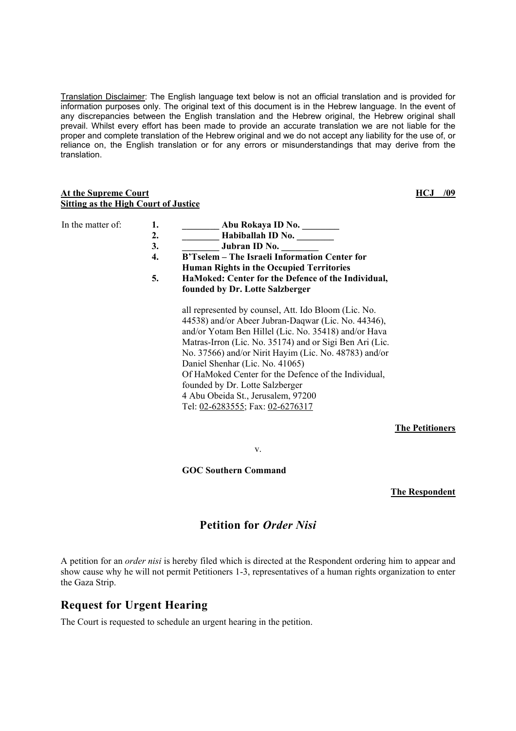<u>Translation Disclaimer</u>: The English language text below is not an official translation and is provided for information purposes only. The original text of this document is in the Hebrew language. In the event of any discrepancies between the English translation and the Hebrew original, the Hebrew original shall prevail. Whilst every effort has been made to provide an accurate translation we are not liable for the proper and complete translation of the Hebrew original and we do not accept any liability for the use of, or reliance on, the English translation or for any errors or misunderstandings that may derive from the translation.

**At the Supreme Court** **HCJ /09**
**Sitting as the High Court of Justice**

In the matter of:

1. **________ Abu Rokaya ID No. ________**
2. **________ Habiballah ID No. ________**
3. **________ Jubran ID No. ________**
4. **B'Tselem – The Israeli Information Center for Human Rights in the Occupied Territories**
5. **HaMoked: Center for the Defence of the Individual, founded by Dr. Lotte Salzberger**

all represented by counsel, Att. Ido Bloom (Lic. No. 44538) and/or Abeer Jubran-Daqwar (Lic. No. 44346), and/or Yotam Ben Hillel (Lic. No. 35418) and/or Hava Matras-Irron (Lic. No. 35174) and or Sigi Ben Ari (Lic. No. 37566) and/or Nirit Hayim (Lic. No. 48783) and/or Daniel Shenhar (Lic. No. 41065)
Of HaMoked Center for the Defence of the Individual, founded by Dr. Lotte Salzberger
4 Abu Obeida St., Jerusalem, 97200
Tel: 02-6283555; Fax: 02-6276317

**The Petitioners**

v.

**GOC Southern Command**

**The Respondent**

## Petition for *Order Nisi*

A petition for an *order nisi* is hereby filed which is directed at the Respondent ordering him to appear and show cause why he will not permit Petitioners 1-3, representatives of a human rights organization to enter the Gaza Strip.

## Request for Urgent Hearing

The Court is requested to schedule an urgent hearing in the petition.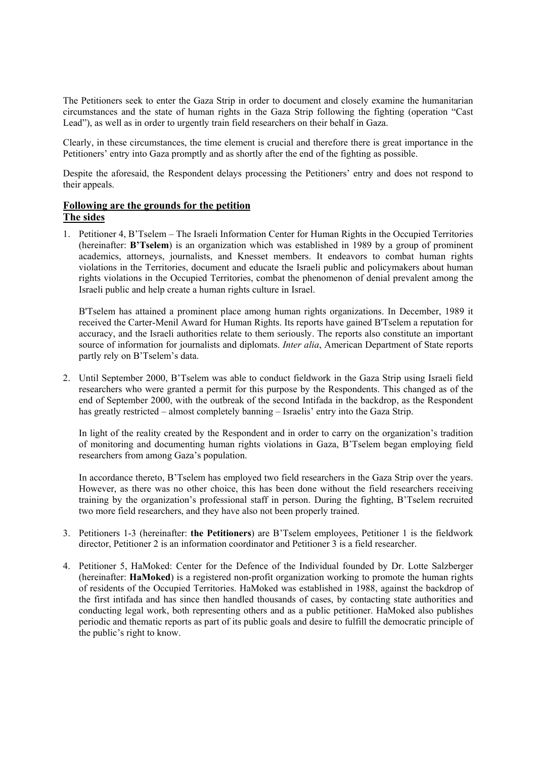The Petitioners seek to enter the Gaza Strip in order to document and closely examine the humanitarian circumstances and the state of human rights in the Gaza Strip following the fighting (operation "Cast Lead"), as well as in order to urgently train field researchers on their behalf in Gaza.

Clearly, in these circumstances, the time element is crucial and therefore there is great importance in the Petitioners' entry into Gaza promptly and as shortly after the end of the fighting as possible.

Despite the aforesaid, the Respondent delays processing the Petitioners' entry and does not respond to their appeals.

**Following are the grounds for the petition**

**The sides**

1. Petitioner 4, B'Tselem – The Israeli Information Center for Human Rights in the Occupied Territories (hereinafter: **B'Tselem**) is an organization which was established in 1989 by a group of prominent academics, attorneys, journalists, and Knesset members. It endeavors to combat human rights violations in the Territories, document and educate the Israeli public and policymakers about human rights violations in the Occupied Territories, combat the phenomenon of denial prevalent among the Israeli public and help create a human rights culture in Israel.

   B'Tselem has attained a prominent place among human rights organizations. In December, 1989 it received the Carter-Menil Award for Human Rights. Its reports have gained B'Tselem a reputation for accuracy, and the Israeli authorities relate to them seriously. The reports also constitute an important source of information for journalists and diplomats. *Inter alia*, American Department of State reports partly rely on B'Tselem's data.

2. Until September 2000, B'Tselem was able to conduct fieldwork in the Gaza Strip using Israeli field researchers who were granted a permit for this purpose by the Respondents. This changed as of the end of September 2000, with the outbreak of the second Intifada in the backdrop, as the Respondent has greatly restricted – almost completely banning – Israelis' entry into the Gaza Strip.

   In light of the reality created by the Respondent and in order to carry on the organization's tradition of monitoring and documenting human rights violations in Gaza, B'Tselem began employing field researchers from among Gaza's population.

   In accordance thereto, B'Tselem has employed two field researchers in the Gaza Strip over the years. However, as there was no other choice, this has been done without the field researchers receiving training by the organization's professional staff in person. During the fighting, B'Tselem recruited two more field researchers, and they have also not been properly trained.

3. Petitioners 1-3 (hereinafter: **the Petitioners**) are B'Tselem employees, Petitioner 1 is the fieldwork director, Petitioner 2 is an information coordinator and Petitioner 3 is a field researcher.

4. Petitioner 5, HaMoked: Center for the Defence of the Individual founded by Dr. Lotte Salzberger (hereinafter: **HaMoked**) is a registered non-profit organization working to promote the human rights of residents of the Occupied Territories. HaMoked was established in 1988, against the backdrop of the first intifada and has since then handled thousands of cases, by contacting state authorities and conducting legal work, both representing others and as a public petitioner. HaMoked also publishes periodic and thematic reports as part of its public goals and desire to fulfill the democratic principle of the public's right to know.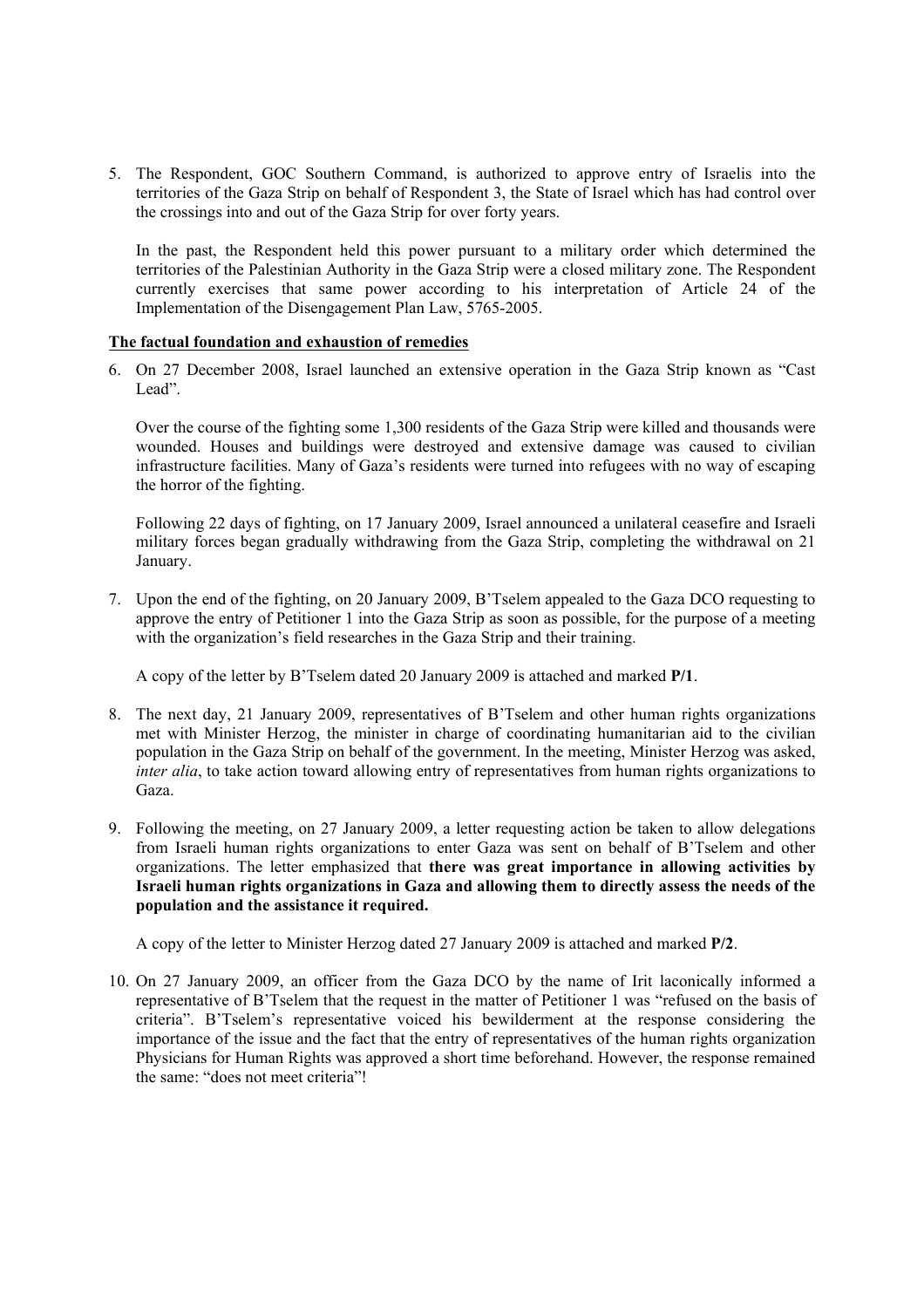5. The Respondent, GOC Southern Command, is authorized to approve entry of Israelis into the territories of the Gaza Strip on behalf of Respondent 3, the State of Israel which has had control over the crossings into and out of the Gaza Strip for over forty years.

   In the past, the Respondent held this power pursuant to a military order which determined the territories of the Palestinian Authority in the Gaza Strip were a closed military zone. The Respondent currently exercises that same power according to his interpretation of Article 24 of the Implementation of the Disengagement Plan Law, 5765-2005.

**The factual foundation and exhaustion of remedies**

6. On 27 December 2008, Israel launched an extensive operation in the Gaza Strip known as "Cast Lead".

   Over the course of the fighting some 1,300 residents of the Gaza Strip were killed and thousands were wounded. Houses and buildings were destroyed and extensive damage was caused to civilian infrastructure facilities. Many of Gaza's residents were turned into refugees with no way of escaping the horror of the fighting.

   Following 22 days of fighting, on 17 January 2009, Israel announced a unilateral ceasefire and Israeli military forces began gradually withdrawing from the Gaza Strip, completing the withdrawal on 21 January.

7. Upon the end of the fighting, on 20 January 2009, B'Tselem appealed to the Gaza DCO requesting to approve the entry of Petitioner 1 into the Gaza Strip as soon as possible, for the purpose of a meeting with the organization's field researches in the Gaza Strip and their training.

   A copy of the letter by B'Tselem dated 20 January 2009 is attached and marked **P/1**.

8. The next day, 21 January 2009, representatives of B'Tselem and other human rights organizations met with Minister Herzog, the minister in charge of coordinating humanitarian aid to the civilian population in the Gaza Strip on behalf of the government. In the meeting, Minister Herzog was asked, *inter alia*, to take action toward allowing entry of representatives from human rights organizations to Gaza.

9. Following the meeting, on 27 January 2009, a letter requesting action be taken to allow delegations from Israeli human rights organizations to enter Gaza was sent on behalf of B'Tselem and other organizations. The letter emphasized that **there was great importance in allowing activities by Israeli human rights organizations in Gaza and allowing them to directly assess the needs of the population and the assistance it required.**

   A copy of the letter to Minister Herzog dated 27 January 2009 is attached and marked **P/2**.

10. On 27 January 2009, an officer from the Gaza DCO by the name of Irit laconically informed a representative of B'Tselem that the request in the matter of Petitioner 1 was "refused on the basis of criteria". B'Tselem's representative voiced his bewilderment at the response considering the importance of the issue and the fact that the entry of representatives of the human rights organization Physicians for Human Rights was approved a short time beforehand. However, the response remained the same: "does not meet criteria"!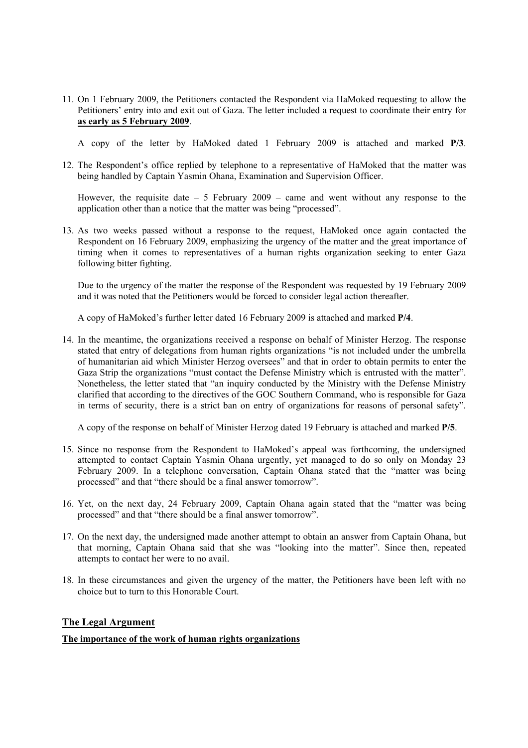11. On 1 February 2009, the Petitioners contacted the Respondent via HaMoked requesting to allow the Petitioners' entry into and exit out of Gaza. The letter included a request to coordinate their entry for **as early as 5 February 2009**.

    A copy of the letter by HaMoked dated 1 February 2009 is attached and marked **P/3**.

12. The Respondent's office replied by telephone to a representative of HaMoked that the matter was being handled by Captain Yasmin Ohana, Examination and Supervision Officer.

    However, the requisite date – 5 February 2009 – came and went without any response to the application other than a notice that the matter was being "processed".

13. As two weeks passed without a response to the request, HaMoked once again contacted the Respondent on 16 February 2009, emphasizing the urgency of the matter and the great importance of timing when it comes to representatives of a human rights organization seeking to enter Gaza following bitter fighting.

    Due to the urgency of the matter the response of the Respondent was requested by 19 February 2009 and it was noted that the Petitioners would be forced to consider legal action thereafter.

    A copy of HaMoked's further letter dated 16 February 2009 is attached and marked **P/4**.

14. In the meantime, the organizations received a response on behalf of Minister Herzog. The response stated that entry of delegations from human rights organizations "is not included under the umbrella of humanitarian aid which Minister Herzog oversees" and that in order to obtain permits to enter the Gaza Strip the organizations "must contact the Defense Ministry which is entrusted with the matter". Nonetheless, the letter stated that "an inquiry conducted by the Ministry with the Defense Ministry clarified that according to the directives of the GOC Southern Command, who is responsible for Gaza in terms of security, there is a strict ban on entry of organizations for reasons of personal safety".

    A copy of the response on behalf of Minister Herzog dated 19 February is attached and marked **P/5**.

15. Since no response from the Respondent to HaMoked's appeal was forthcoming, the undersigned attempted to contact Captain Yasmin Ohana urgently, yet managed to do so only on Monday 23 February 2009. In a telephone conversation, Captain Ohana stated that the "matter was being processed" and that "there should be a final answer tomorrow".

16. Yet, on the next day, 24 February 2009, Captain Ohana again stated that the "matter was being processed" and that "there should be a final answer tomorrow".

17. On the next day, the undersigned made another attempt to obtain an answer from Captain Ohana, but that morning, Captain Ohana said that she was "looking into the matter". Since then, repeated attempts to contact her were to no avail.

18. In these circumstances and given the urgency of the matter, the Petitioners have been left with no choice but to turn to this Honorable Court.

## The Legal Argument

### The importance of the work of human rights organizations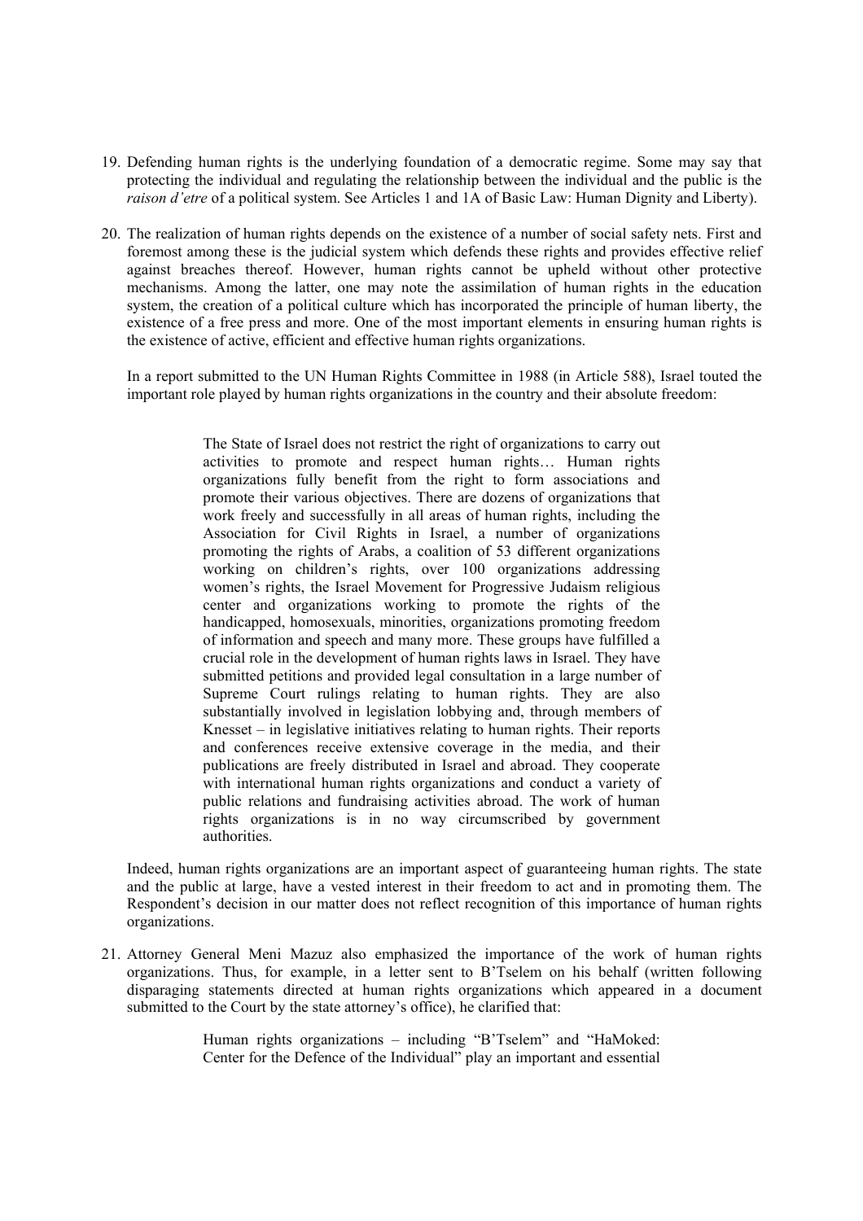19. Defending human rights is the underlying foundation of a democratic regime. Some may say that protecting the individual and regulating the relationship between the individual and the public is the *raison d'etre* of a political system. See Articles 1 and 1A of Basic Law: Human Dignity and Liberty).

20. The realization of human rights depends on the existence of a number of social safety nets. First and foremost among these is the judicial system which defends these rights and provides effective relief against breaches thereof. However, human rights cannot be upheld without other protective mechanisms. Among the latter, one may note the assimilation of human rights in the education system, the creation of a political culture which has incorporated the principle of human liberty, the existence of a free press and more. One of the most important elements in ensuring human rights is the existence of active, efficient and effective human rights organizations.

    In a report submitted to the UN Human Rights Committee in 1988 (in Article 588), Israel touted the important role played by human rights organizations in the country and their absolute freedom:

    > The State of Israel does not restrict the right of organizations to carry out activities to promote and respect human rights… Human rights organizations fully benefit from the right to form associations and promote their various objectives. There are dozens of organizations that work freely and successfully in all areas of human rights, including the Association for Civil Rights in Israel, a number of organizations promoting the rights of Arabs, a coalition of 53 different organizations working on children's rights, over 100 organizations addressing women's rights, the Israel Movement for Progressive Judaism religious center and organizations working to promote the rights of the handicapped, homosexuals, minorities, organizations promoting freedom of information and speech and many more. These groups have fulfilled a crucial role in the development of human rights laws in Israel. They have submitted petitions and provided legal consultation in a large number of Supreme Court rulings relating to human rights. They are also substantially involved in legislation lobbying and, through members of Knesset – in legislative initiatives relating to human rights. Their reports and conferences receive extensive coverage in the media, and their publications are freely distributed in Israel and abroad. They cooperate with international human rights organizations and conduct a variety of public relations and fundraising activities abroad. The work of human rights organizations is in no way circumscribed by government authorities.

    Indeed, human rights organizations are an important aspect of guaranteeing human rights. The state and the public at large, have a vested interest in their freedom to act and in promoting them. The Respondent's decision in our matter does not reflect recognition of this importance of human rights organizations.

21. Attorney General Meni Mazuz also emphasized the importance of the work of human rights organizations. Thus, for example, in a letter sent to B'Tselem on his behalf (written following disparaging statements directed at human rights organizations which appeared in a document submitted to the Court by the state attorney's office), he clarified that:

    > Human rights organizations – including "B'Tselem" and "HaMoked: Center for the Defence of the Individual" play an important and essential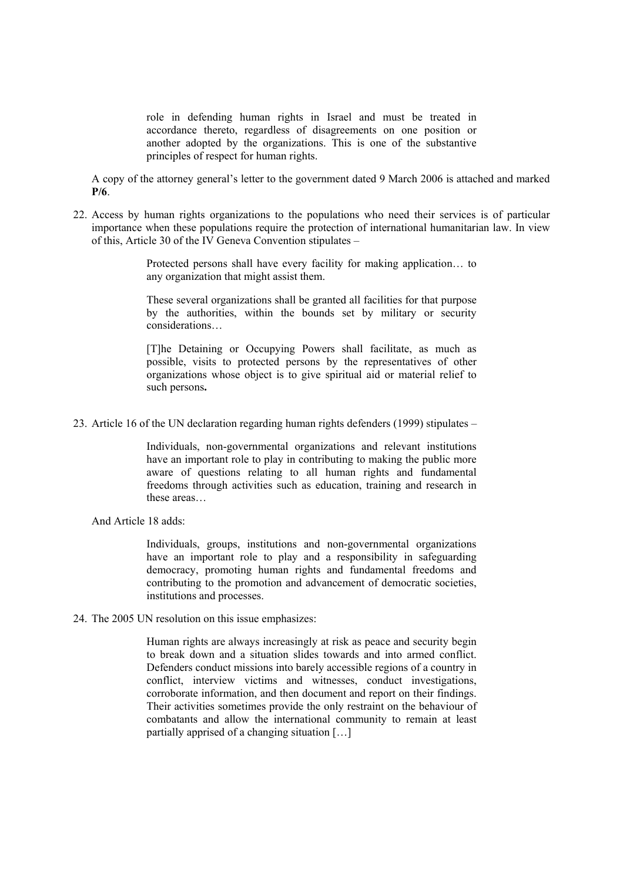> role in defending human rights in Israel and must be treated in accordance thereto, regardless of disagreements on one position or another adopted by the organizations. This is one of the substantive principles of respect for human rights.

A copy of the attorney general's letter to the government dated 9 March 2006 is attached and marked **P/6**.

22. Access by human rights organizations to the populations who need their services is of particular importance when these populations require the protection of international humanitarian law. In view of this, Article 30 of the IV Geneva Convention stipulates –

> Protected persons shall have every facility for making application… to any organization that might assist them.
>
> These several organizations shall be granted all facilities for that purpose by the authorities, within the bounds set by military or security considerations…
>
> [T]he Detaining or Occupying Powers shall facilitate, as much as possible, visits to protected persons by the representatives of other organizations whose object is to give spiritual aid or material relief to such persons**.**

23. Article 16 of the UN declaration regarding human rights defenders (1999) stipulates –

> Individuals, non-governmental organizations and relevant institutions have an important role to play in contributing to making the public more aware of questions relating to all human rights and fundamental freedoms through activities such as education, training and research in these areas…

And Article 18 adds:

> Individuals, groups, institutions and non-governmental organizations have an important role to play and a responsibility in safeguarding democracy, promoting human rights and fundamental freedoms and contributing to the promotion and advancement of democratic societies, institutions and processes.

24. The 2005 UN resolution on this issue emphasizes:

> Human rights are always increasingly at risk as peace and security begin to break down and a situation slides towards and into armed conflict. Defenders conduct missions into barely accessible regions of a country in conflict, interview victims and witnesses, conduct investigations, corroborate information, and then document and report on their findings. Their activities sometimes provide the only restraint on the behaviour of combatants and allow the international community to remain at least partially apprised of a changing situation […]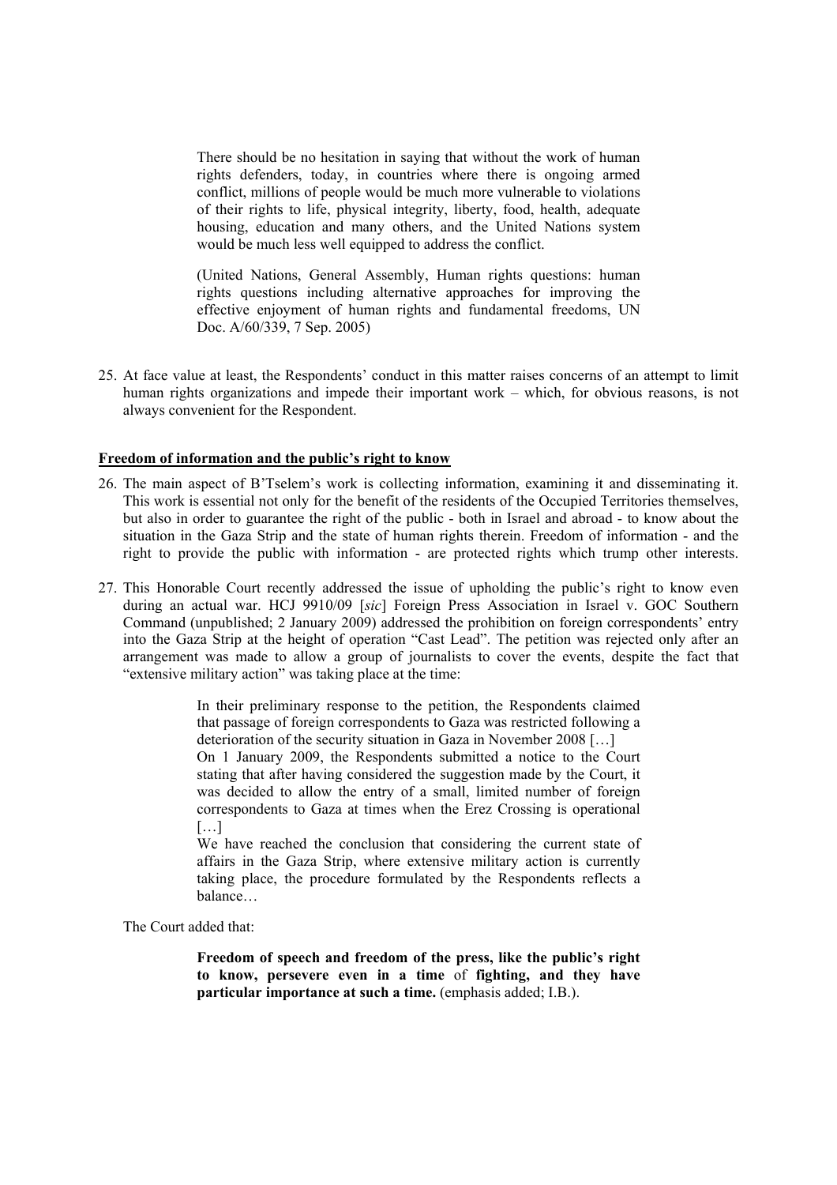> There should be no hesitation in saying that without the work of human rights defenders, today, in countries where there is ongoing armed conflict, millions of people would be much more vulnerable to violations of their rights to life, physical integrity, liberty, food, health, adequate housing, education and many others, and the United Nations system would be much less well equipped to address the conflict.
>
> (United Nations, General Assembly, Human rights questions: human rights questions including alternative approaches for improving the effective enjoyment of human rights and fundamental freedoms, UN Doc. A/60/339, 7 Sep. 2005)

25. At face value at least, the Respondents' conduct in this matter raises concerns of an attempt to limit human rights organizations and impede their important work – which, for obvious reasons, is not always convenient for the Respondent.

**<u>Freedom of information and the public's right to know</u>**

26. The main aspect of B'Tselem's work is collecting information, examining it and disseminating it. This work is essential not only for the benefit of the residents of the Occupied Territories themselves, but also in order to guarantee the right of the public - both in Israel and abroad - to know about the situation in the Gaza Strip and the state of human rights therein. Freedom of information - and the right to provide the public with information - are protected rights which trump other interests.

27. This Honorable Court recently addressed the issue of upholding the public's right to know even during an actual war. HCJ 9910/09 [*sic*] Foreign Press Association in Israel v. GOC Southern Command (unpublished; 2 January 2009) addressed the prohibition on foreign correspondents' entry into the Gaza Strip at the height of operation "Cast Lead". The petition was rejected only after an arrangement was made to allow a group of journalists to cover the events, despite the fact that "extensive military action" was taking place at the time:

> In their preliminary response to the petition, the Respondents claimed that passage of foreign correspondents to Gaza was restricted following a deterioration of the security situation in Gaza in November 2008 […]
> On 1 January 2009, the Respondents submitted a notice to the Court stating that after having considered the suggestion made by the Court, it was decided to allow the entry of a small, limited number of foreign correspondents to Gaza at times when the Erez Crossing is operational […]
> We have reached the conclusion that considering the current state of affairs in the Gaza Strip, where extensive military action is currently taking place, the procedure formulated by the Respondents reflects a balance…

The Court added that:

> **Freedom of speech and freedom of the press, like the public's right to know, persevere even in a time** of **fighting, and they have particular importance at such a time.** (emphasis added; I.B.).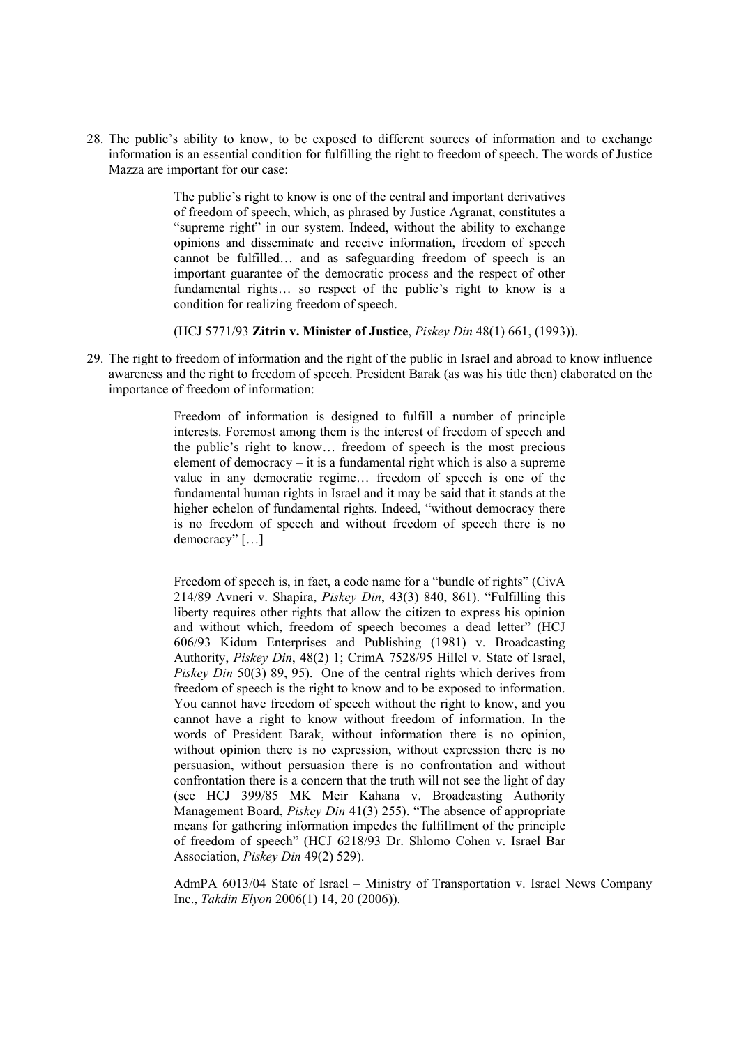28. The public's ability to know, to be exposed to different sources of information and to exchange information is an essential condition for fulfilling the right to freedom of speech. The words of Justice Mazza are important for our case:

> The public's right to know is one of the central and important derivatives of freedom of speech, which, as phrased by Justice Agranat, constitutes a "supreme right" in our system. Indeed, without the ability to exchange opinions and disseminate and receive information, freedom of speech cannot be fulfilled… and as safeguarding freedom of speech is an important guarantee of the democratic process and the respect of other fundamental rights… so respect of the public's right to know is a condition for realizing freedom of speech.
>
> (HCJ 5771/93 **Zitrin v. Minister of Justice**, *Piskey Din* 48(1) 661, (1993)).

29. The right to freedom of information and the right of the public in Israel and abroad to know influence awareness and the right to freedom of speech. President Barak (as was his title then) elaborated on the importance of freedom of information:

> Freedom of information is designed to fulfill a number of principle interests. Foremost among them is the interest of freedom of speech and the public's right to know… freedom of speech is the most precious element of democracy – it is a fundamental right which is also a supreme value in any democratic regime… freedom of speech is one of the fundamental human rights in Israel and it may be said that it stands at the higher echelon of fundamental rights. Indeed, "without democracy there is no freedom of speech and without freedom of speech there is no democracy" […]
>
> Freedom of speech is, in fact, a code name for a "bundle of rights" (CivA 214/89 Avneri v. Shapira, *Piskey Din*, 43(3) 840, 861). "Fulfilling this liberty requires other rights that allow the citizen to express his opinion and without which, freedom of speech becomes a dead letter" (HCJ 606/93 Kidum Enterprises and Publishing (1981) v. Broadcasting Authority, *Piskey Din*, 48(2) 1; CrimA 7528/95 Hillel v. State of Israel, *Piskey Din* 50(3) 89, 95). One of the central rights which derives from freedom of speech is the right to know and to be exposed to information. You cannot have freedom of speech without the right to know, and you cannot have a right to know without freedom of information. In the words of President Barak, without information there is no opinion, without opinion there is no expression, without expression there is no persuasion, without persuasion there is no confrontation and without confrontation there is a concern that the truth will not see the light of day (see HCJ 399/85 MK Meir Kahana v. Broadcasting Authority Management Board, *Piskey Din* 41(3) 255). "The absence of appropriate means for gathering information impedes the fulfillment of the principle of freedom of speech" (HCJ 6218/93 Dr. Shlomo Cohen v. Israel Bar Association, *Piskey Din* 49(2) 529).
>
> AdmPA 6013/04 State of Israel – Ministry of Transportation v. Israel News Company Inc., *Takdin Elyon* 2006(1) 14, 20 (2006)).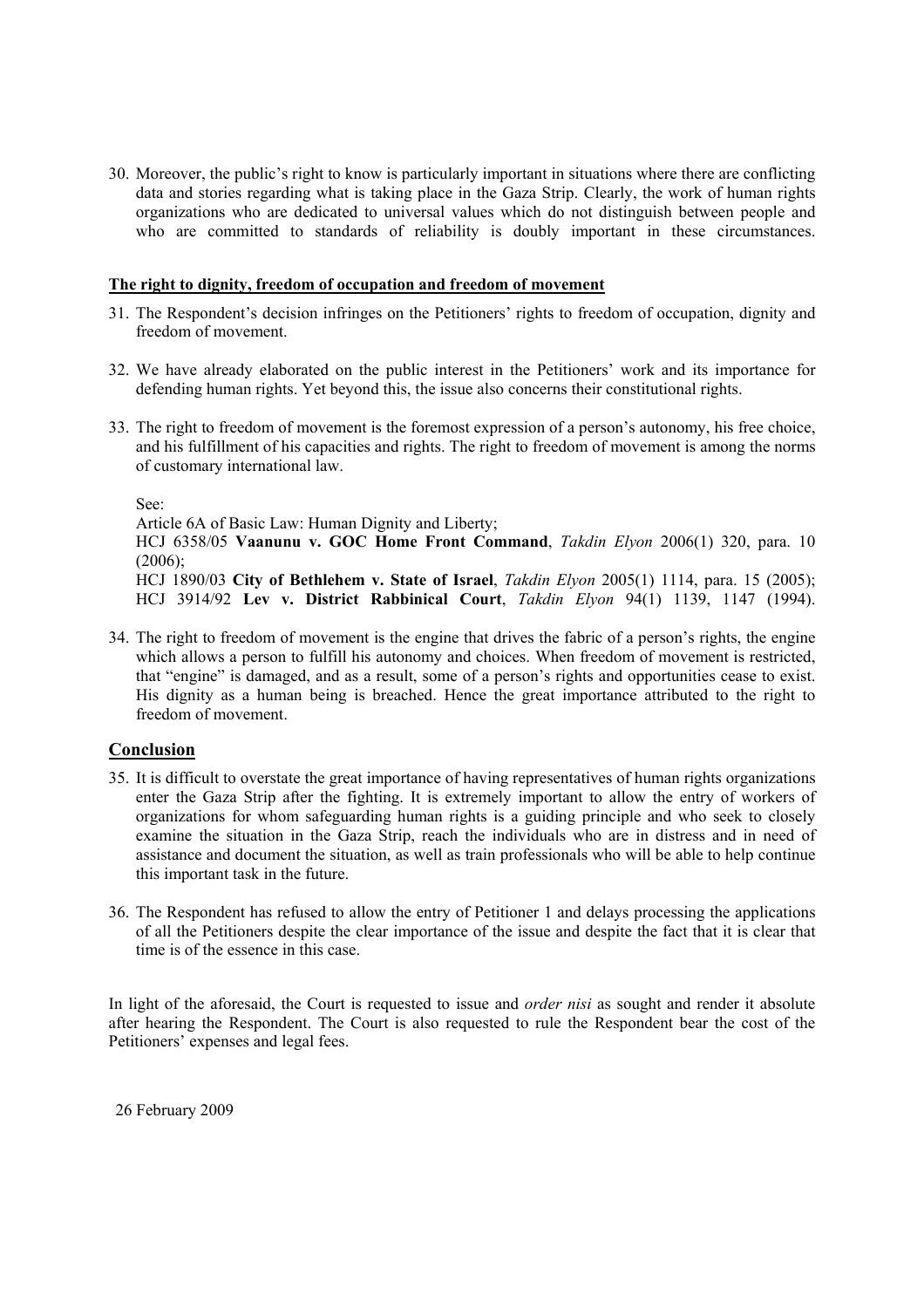30. Moreover, the public's right to know is particularly important in situations where there are conflicting data and stories regarding what is taking place in the Gaza Strip. Clearly, the work of human rights organizations who are dedicated to universal values which do not distinguish between people and who are committed to standards of reliability is doubly important in these circumstances.

**The right to dignity, freedom of occupation and freedom of movement**

31. The Respondent's decision infringes on the Petitioners' rights to freedom of occupation, dignity and freedom of movement.

32. We have already elaborated on the public interest in the Petitioners' work and its importance for defending human rights. Yet beyond this, the issue also concerns their constitutional rights.

33. The right to freedom of movement is the foremost expression of a person's autonomy, his free choice, and his fulfillment of his capacities and rights. The right to freedom of movement is among the norms of customary international law.

    See:
    Article 6A of Basic Law: Human Dignity and Liberty;
    HCJ 6358/05 **Vaanunu v. GOC Home Front Command**, *Takdin Elyon* 2006(1) 320, para. 10 (2006);
    HCJ 1890/03 **City of Bethlehem v. State of Israel**, *Takdin Elyon* 2005(1) 1114, para. 15 (2005);
    HCJ 3914/92 **Lev v. District Rabbinical Court**, *Takdin Elyon* 94(1) 1139, 1147 (1994).

34. The right to freedom of movement is the engine that drives the fabric of a person's rights, the engine which allows a person to fulfill his autonomy and choices. When freedom of movement is restricted, that "engine" is damaged, and as a result, some of a person's rights and opportunities cease to exist. His dignity as a human being is breached. Hence the great importance attributed to the right to freedom of movement.

## Conclusion

35. It is difficult to overstate the great importance of having representatives of human rights organizations enter the Gaza Strip after the fighting. It is extremely important to allow the entry of workers of organizations for whom safeguarding human rights is a guiding principle and who seek to closely examine the situation in the Gaza Strip, reach the individuals who are in distress and in need of assistance and document the situation, as well as train professionals who will be able to help continue this important task in the future.

36. The Respondent has refused to allow the entry of Petitioner 1 and delays processing the applications of all the Petitioners despite the clear importance of the issue and despite the fact that it is clear that time is of the essence in this case.

In light of the aforesaid, the Court is requested to issue and *order nisi* as sought and render it absolute after hearing the Respondent. The Court is also requested to rule the Respondent bear the cost of the Petitioners' expenses and legal fees.

26 February 2009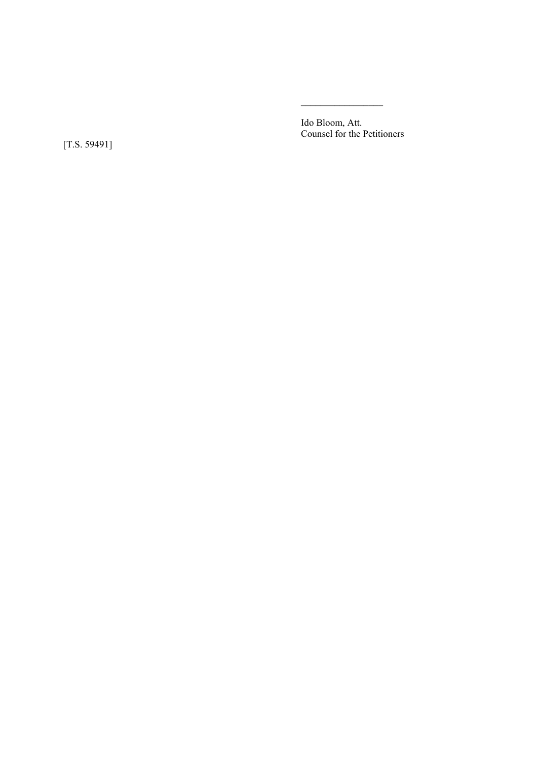\_\_\_\_\_\_\_\_\_\_\_\_\_\_\_\_\_

Ido Bloom, Att.
Counsel for the Petitioners

[T.S. 59491]